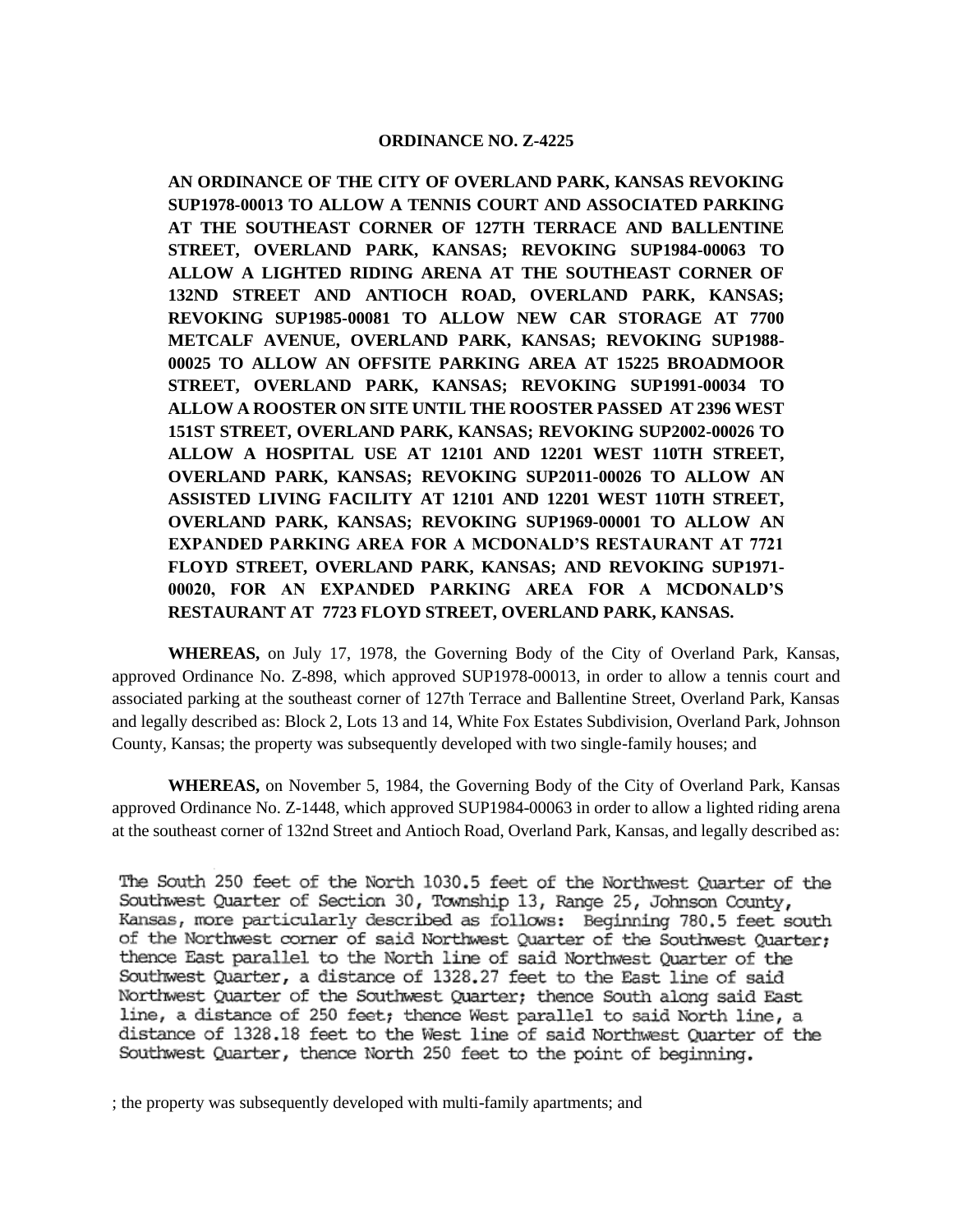**ORDINANCE NO. Z-4225**

**AN ORDINANCE OF THE CITY OF OVERLAND PARK, KANSAS REVOKING SUP1978-00013 TO ALLOW A TENNIS COURT AND ASSOCIATED PARKING AT THE SOUTHEAST CORNER OF 127TH TERRACE AND BALLENTINE STREET, OVERLAND PARK, KANSAS; REVOKING SUP1984-00063 TO ALLOW A LIGHTED RIDING ARENA AT THE SOUTHEAST CORNER OF 132ND STREET AND ANTIOCH ROAD, OVERLAND PARK, KANSAS; REVOKING SUP1985-00081 TO ALLOW NEW CAR STORAGE AT 7700 METCALF AVENUE, OVERLAND PARK, KANSAS; REVOKING SUP1988-00025 TO ALLOW AN OFFSITE PARKING AREA AT 15225 BROADMOOR STREET, OVERLAND PARK, KANSAS; REVOKING SUP1991-00034 TO ALLOW A ROOSTER ON SITE UNTIL THE ROOSTER PASSED AT 2396 WEST 151ST STREET, OVERLAND PARK, KANSAS; REVOKING SUP2002-00026 TO ALLOW A HOSPITAL USE AT 12101 AND 12201 WEST 110TH STREET, OVERLAND PARK, KANSAS; REVOKING SUP2011-00026 TO ALLOW AN ASSISTED LIVING FACILITY AT 12101 AND 12201 WEST 110TH STREET, OVERLAND PARK, KANSAS; REVOKING SUP1969-00001 TO ALLOW AN EXPANDED PARKING AREA FOR A MCDONALD'S RESTAURANT AT 7721 FLOYD STREET, OVERLAND PARK, KANSAS; AND REVOKING SUP1971-00020, FOR AN EXPANDED PARKING AREA FOR A MCDONALD'S RESTAURANT AT 7723 FLOYD STREET, OVERLAND PARK, KANSAS.**

**WHEREAS,** on July 17, 1978, the Governing Body of the City of Overland Park, Kansas, approved Ordinance No. Z-898, which approved SUP1978-00013, in order to allow a tennis court and associated parking at the southeast corner of 127th Terrace and Ballentine Street, Overland Park, Kansas and legally described as: Block 2, Lots 13 and 14, White Fox Estates Subdivision, Overland Park, Johnson County, Kansas; the property was subsequently developed with two single-family houses; and

**WHEREAS,** on November 5, 1984, the Governing Body of the City of Overland Park, Kansas approved Ordinance No. Z-1448, which approved SUP1984-00063 in order to allow a lighted riding arena at the southeast corner of 132nd Street and Antioch Road, Overland Park, Kansas, and legally described as:

The South 250 feet of the North 1030.5 feet of the Northwest Quarter of the Southwest Quarter of Section 30, Township 13, Range 25, Johnson County, Kansas, more particularly described as follows: Beginning 780.5 feet south of the Northwest corner of said Northwest Quarter of the Southwest Quarter; thence East parallel to the North line of said Northwest Quarter of the Southwest Quarter, a distance of 1328.27 feet to the East line of said Northwest Quarter of the Southwest Quarter; thence South along said East line, a distance of 250 feet; thence West parallel to said North line, a distance of 1328.18 feet to the West line of said Northwest Quarter of the Southwest Quarter, thence North 250 feet to the point of beginning.

; the property was subsequently developed with multi-family apartments; and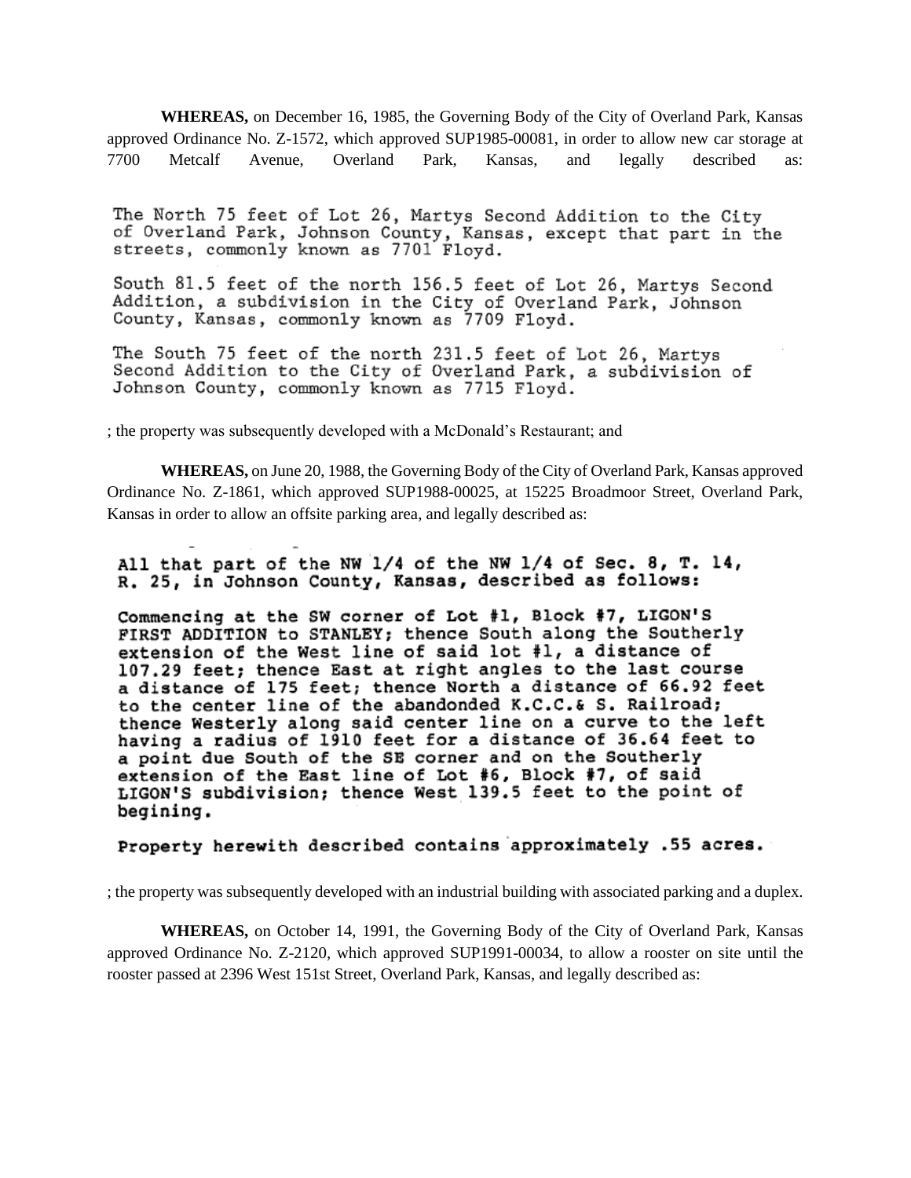**WHEREAS,** on December 16, 1985, the Governing Body of the City of Overland Park, Kansas approved Ordinance No. Z-1572, which approved SUP1985-00081, in order to allow new car storage at 7700 Metcalf Avenue, Overland Park, Kansas, and legally described as:

The North 75 feet of Lot 26, Martys Second Addition to the City of Overland Park, Johnson County, Kansas, except that part in the streets, commonly known as 7701 Floyd.

South 81.5 feet of the north 156.5 feet of Lot 26, Martys Second Addition, a subdivision in the City of Overland Park, Johnson County, Kansas, commonly known as 7709 Floyd.

The South 75 feet of the north 231.5 feet of Lot 26, Martys Second Addition to the City of Overland Park, a subdivision of Johnson County, commonly known as 7715 Floyd.

; the property was subsequently developed with a McDonald's Restaurant; and

**WHEREAS,** on June 20, 1988, the Governing Body of the City of Overland Park, Kansas approved Ordinance No. Z-1861, which approved SUP1988-00025, at 15225 Broadmoor Street, Overland Park, Kansas in order to allow an offsite parking area, and legally described as:

All that part of the NW 1/4 of the NW 1/4 of Sec. 8, T. 14, R. 25, in Johnson County, Kansas, described as follows:

Commencing at the SW corner of Lot #1, Block #7, LIGON'S FIRST ADDITION to STANLEY; thence South along the Southerly extension of the West line of said lot #1, a distance of 107.29 feet; thence East at right angles to the last course a distance of 175 feet; thence North a distance of 66.92 feet to the center line of the abandonded K.C.C.& S. Railroad; thence Westerly along said center line on a curve to the left having a radius of 1910 feet for a distance of 36.64 feet to a point due South of the SE corner and on the Southerly extension of the East line of Lot #6, Block #7, of said LIGON'S subdivision; thence West 139.5 feet to the point of begining.

Property herewith described contains approximately .55 acres.

; the property was subsequently developed with an industrial building with associated parking and a duplex.

**WHEREAS,** on October 14, 1991, the Governing Body of the City of Overland Park, Kansas approved Ordinance No. Z-2120, which approved SUP1991-00034, to allow a rooster on site until the rooster passed at 2396 West 151st Street, Overland Park, Kansas, and legally described as: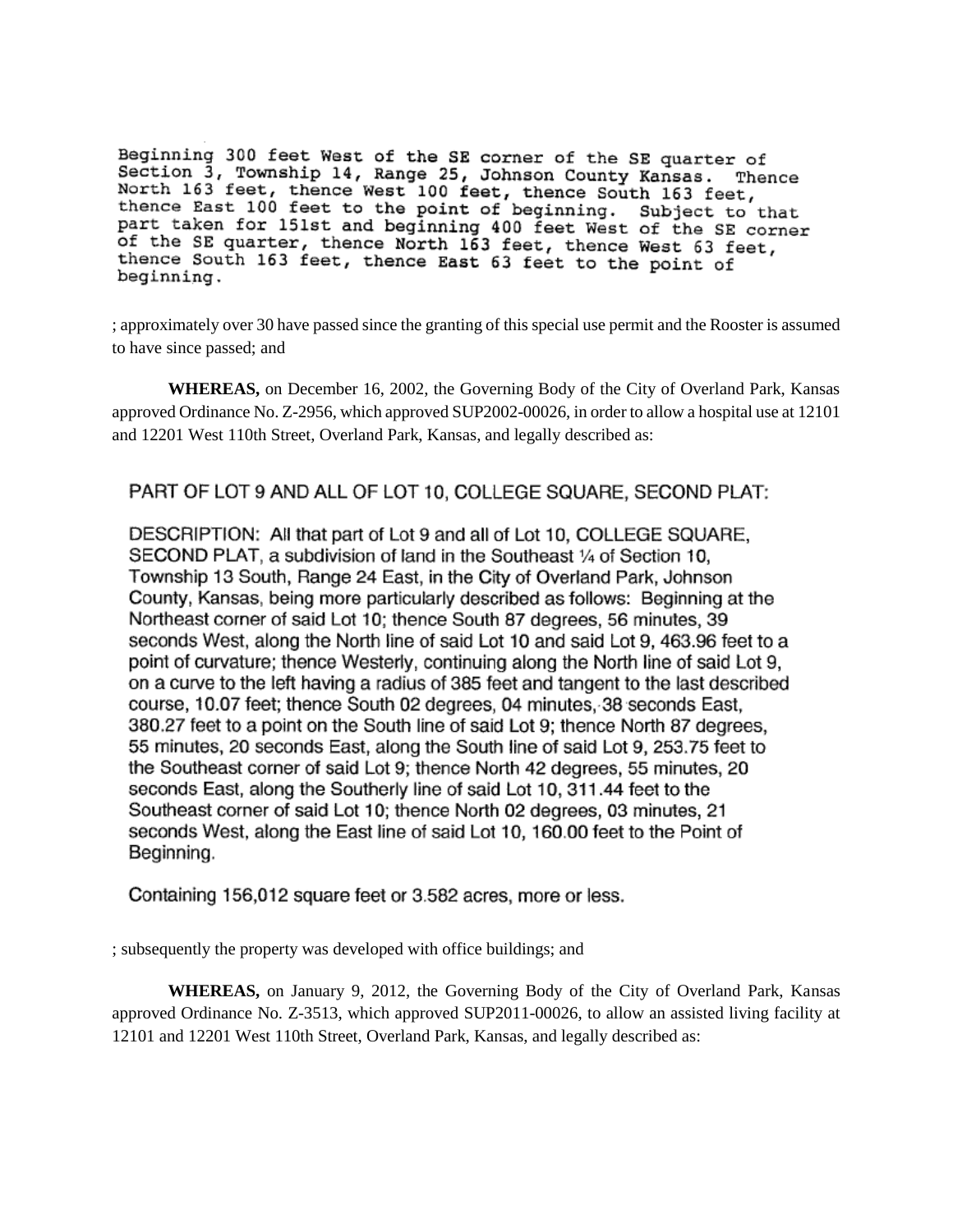Beginning 300 feet West of the SE corner of the SE quarter of Section 3, Township 14, Range 25, Johnson County Kansas. Thence North 163 feet, thence West 100 feet, thence South 163 feet, thence East 100 feet to the point of beginning. Subject to that part taken for 151st and beginning 400 feet West of the SE corner of the SE quarter, thence North 163 feet, thence West 63 feet, thence South 163 feet, thence East 63 feet to the point of beginning.

; approximately over 30 have passed since the granting of this special use permit and the Rooster is assumed to have since passed; and

**WHEREAS,** on December 16, 2002, the Governing Body of the City of Overland Park, Kansas approved Ordinance No. Z-2956, which approved SUP2002-00026, in order to allow a hospital use at 12101 and 12201 West 110th Street, Overland Park, Kansas, and legally described as:

PART OF LOT 9 AND ALL OF LOT 10, COLLEGE SQUARE, SECOND PLAT:

DESCRIPTION: All that part of Lot 9 and all of Lot 10, COLLEGE SQUARE, SECOND PLAT, a subdivision of land in the Southeast ¼ of Section 10, Township 13 South, Range 24 East, in the City of Overland Park, Johnson County, Kansas, being more particularly described as follows: Beginning at the Northeast corner of said Lot 10; thence South 87 degrees, 56 minutes, 39 seconds West, along the North line of said Lot 10 and said Lot 9, 463.96 feet to a point of curvature; thence Westerly, continuing along the North line of said Lot 9, on a curve to the left having a radius of 385 feet and tangent to the last described course, 10.07 feet; thence South 02 degrees, 04 minutes, 38 seconds East, 380.27 feet to a point on the South line of said Lot 9; thence North 87 degrees, 55 minutes, 20 seconds East, along the South line of said Lot 9, 253.75 feet to the Southeast corner of said Lot 9; thence North 42 degrees, 55 minutes, 20 seconds East, along the Southerly line of said Lot 10, 311.44 feet to the Southeast corner of said Lot 10; thence North 02 degrees, 03 minutes, 21 seconds West, along the East line of said Lot 10, 160.00 feet to the Point of Beginning.

Containing 156,012 square feet or 3.582 acres, more or less.

; subsequently the property was developed with office buildings; and

**WHEREAS,** on January 9, 2012, the Governing Body of the City of Overland Park, Kansas approved Ordinance No. Z-3513, which approved SUP2011-00026, to allow an assisted living facility at 12101 and 12201 West 110th Street, Overland Park, Kansas, and legally described as: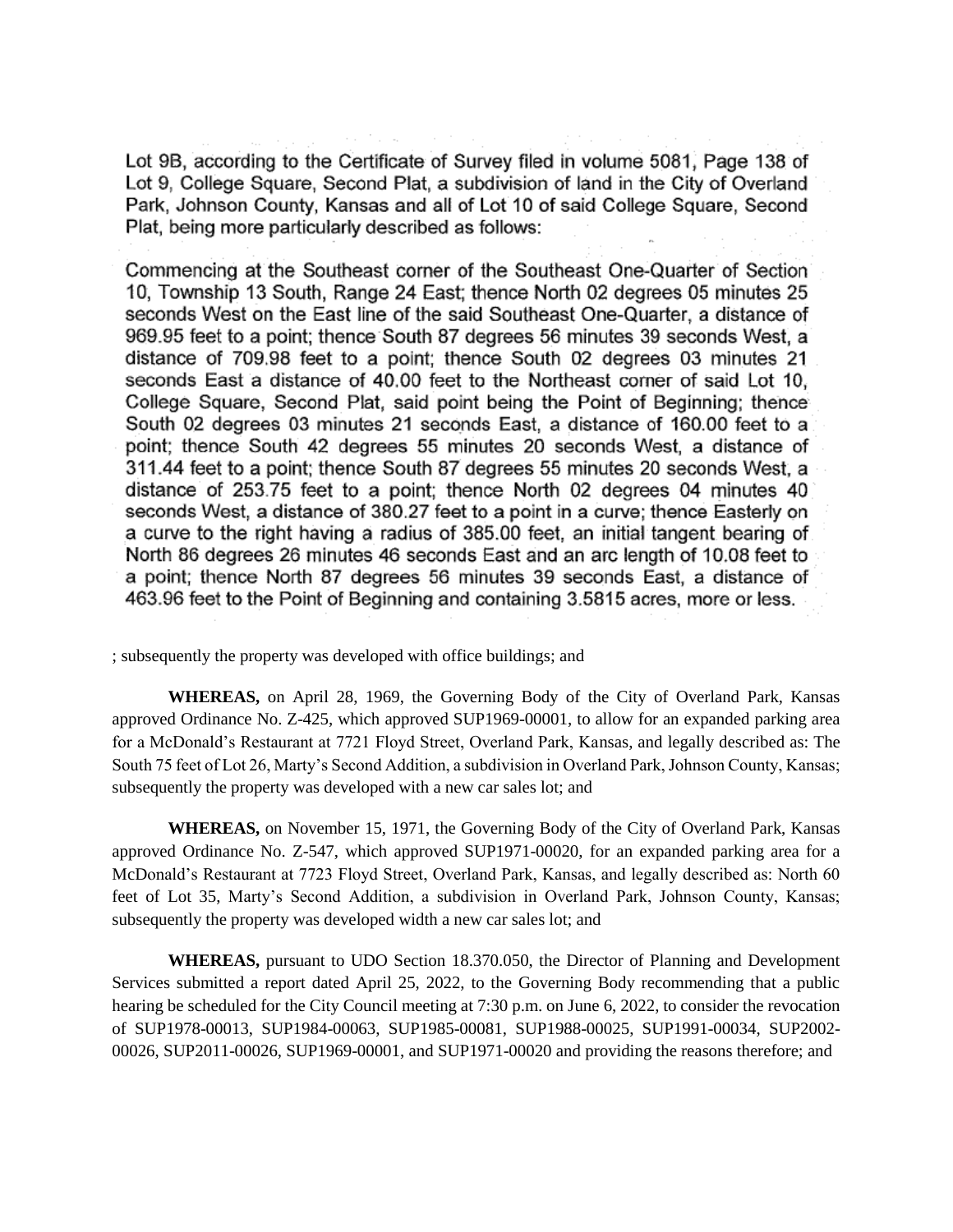Lot 9B, according to the Certificate of Survey filed in volume 5081, Page 138 of Lot 9, College Square, Second Plat, a subdivision of land in the City of Overland Park, Johnson County, Kansas and all of Lot 10 of said College Square, Second Plat, being more particularly described as follows:

Commencing at the Southeast corner of the Southeast One-Quarter of Section 10, Township 13 South, Range 24 East; thence North 02 degrees 05 minutes 25 seconds West on the East line of the said Southeast One-Quarter, a distance of 969.95 feet to a point; thence South 87 degrees 56 minutes 39 seconds West, a distance of 709.98 feet to a point; thence South 02 degrees 03 minutes 21 seconds East a distance of 40.00 feet to the Northeast corner of said Lot 10, College Square, Second Plat, said point being the Point of Beginning; thence South 02 degrees 03 minutes 21 seconds East, a distance of 160.00 feet to a point; thence South 42 degrees 55 minutes 20 seconds West, a distance of 311.44 feet to a point; thence South 87 degrees 55 minutes 20 seconds West, a distance of 253.75 feet to a point; thence North 02 degrees 04 minutes 40 seconds West, a distance of 380.27 feet to a point in a curve; thence Easterly on a curve to the right having a radius of 385.00 feet, an initial tangent bearing of North 86 degrees 26 minutes 46 seconds East and an arc length of 10.08 feet to a point; thence North 87 degrees 56 minutes 39 seconds East, a distance of 463.96 feet to the Point of Beginning and containing 3.5815 acres, more or less.

; subsequently the property was developed with office buildings; and

**WHEREAS,** on April 28, 1969, the Governing Body of the City of Overland Park, Kansas approved Ordinance No. Z-425, which approved SUP1969-00001, to allow for an expanded parking area for a McDonald's Restaurant at 7721 Floyd Street, Overland Park, Kansas, and legally described as: The South 75 feet of Lot 26, Marty's Second Addition, a subdivision in Overland Park, Johnson County, Kansas; subsequently the property was developed with a new car sales lot; and

**WHEREAS,** on November 15, 1971, the Governing Body of the City of Overland Park, Kansas approved Ordinance No. Z-547, which approved SUP1971-00020, for an expanded parking area for a McDonald's Restaurant at 7723 Floyd Street, Overland Park, Kansas, and legally described as: North 60 feet of Lot 35, Marty's Second Addition, a subdivision in Overland Park, Johnson County, Kansas; subsequently the property was developed width a new car sales lot; and

**WHEREAS,** pursuant to UDO Section 18.370.050, the Director of Planning and Development Services submitted a report dated April 25, 2022, to the Governing Body recommending that a public hearing be scheduled for the City Council meeting at 7:30 p.m. on June 6, 2022, to consider the revocation of SUP1978-00013, SUP1984-00063, SUP1985-00081, SUP1988-00025, SUP1991-00034, SUP2002-00026, SUP2011-00026, SUP1969-00001, and SUP1971-00020 and providing the reasons therefore; and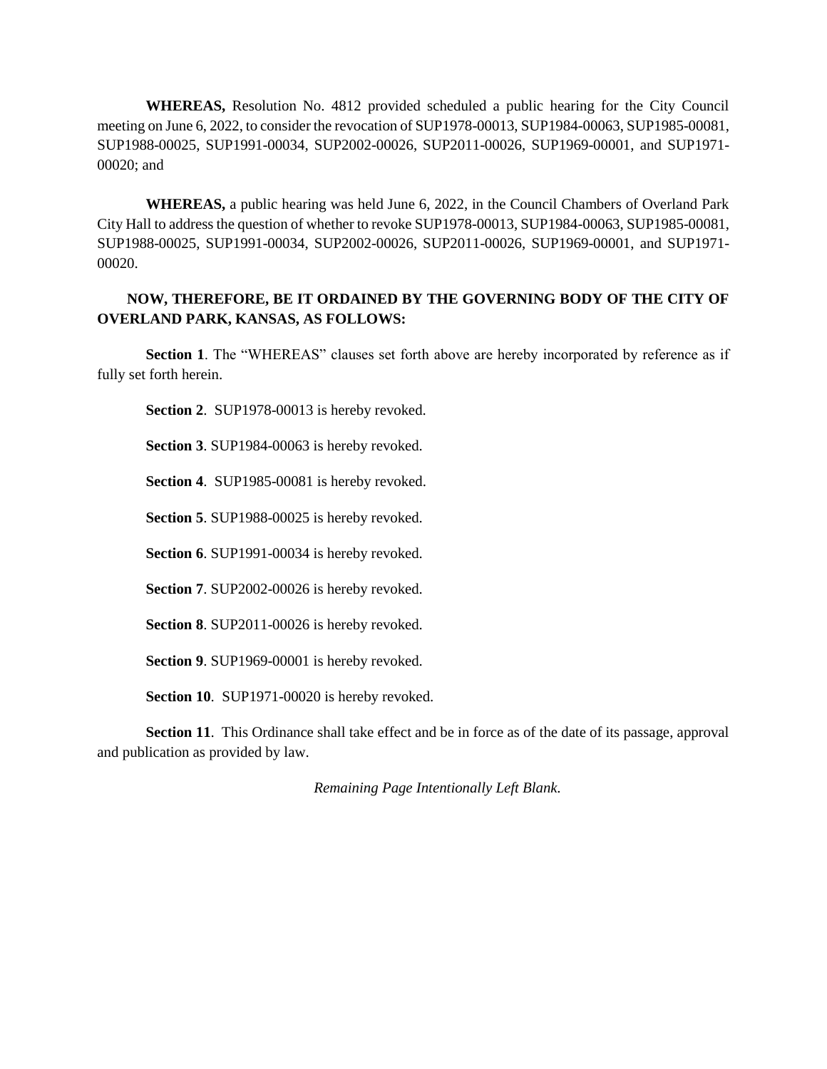**WHEREAS,** Resolution No. 4812 provided scheduled a public hearing for the City Council meeting on June 6, 2022, to consider the revocation of SUP1978-00013, SUP1984-00063, SUP1985-00081, SUP1988-00025, SUP1991-00034, SUP2002-00026, SUP2011-00026, SUP1969-00001, and SUP1971-00020; and

**WHEREAS,** a public hearing was held June 6, 2022, in the Council Chambers of Overland Park City Hall to address the question of whether to revoke SUP1978-00013, SUP1984-00063, SUP1985-00081, SUP1988-00025, SUP1991-00034, SUP2002-00026, SUP2011-00026, SUP1969-00001, and SUP1971-00020.

**NOW, THEREFORE, BE IT ORDAINED BY THE GOVERNING BODY OF THE CITY OF OVERLAND PARK, KANSAS, AS FOLLOWS:**

**Section 1**. The "WHEREAS" clauses set forth above are hereby incorporated by reference as if fully set forth herein.

**Section 2**. SUP1978-00013 is hereby revoked.

**Section 3**. SUP1984-00063 is hereby revoked.

**Section 4**. SUP1985-00081 is hereby revoked.

**Section 5**. SUP1988-00025 is hereby revoked.

**Section 6**. SUP1991-00034 is hereby revoked.

**Section 7**. SUP2002-00026 is hereby revoked.

**Section 8**. SUP2011-00026 is hereby revoked.

**Section 9**. SUP1969-00001 is hereby revoked.

**Section 10**. SUP1971-00020 is hereby revoked.

**Section 11**. This Ordinance shall take effect and be in force as of the date of its passage, approval and publication as provided by law.

*Remaining Page Intentionally Left Blank.*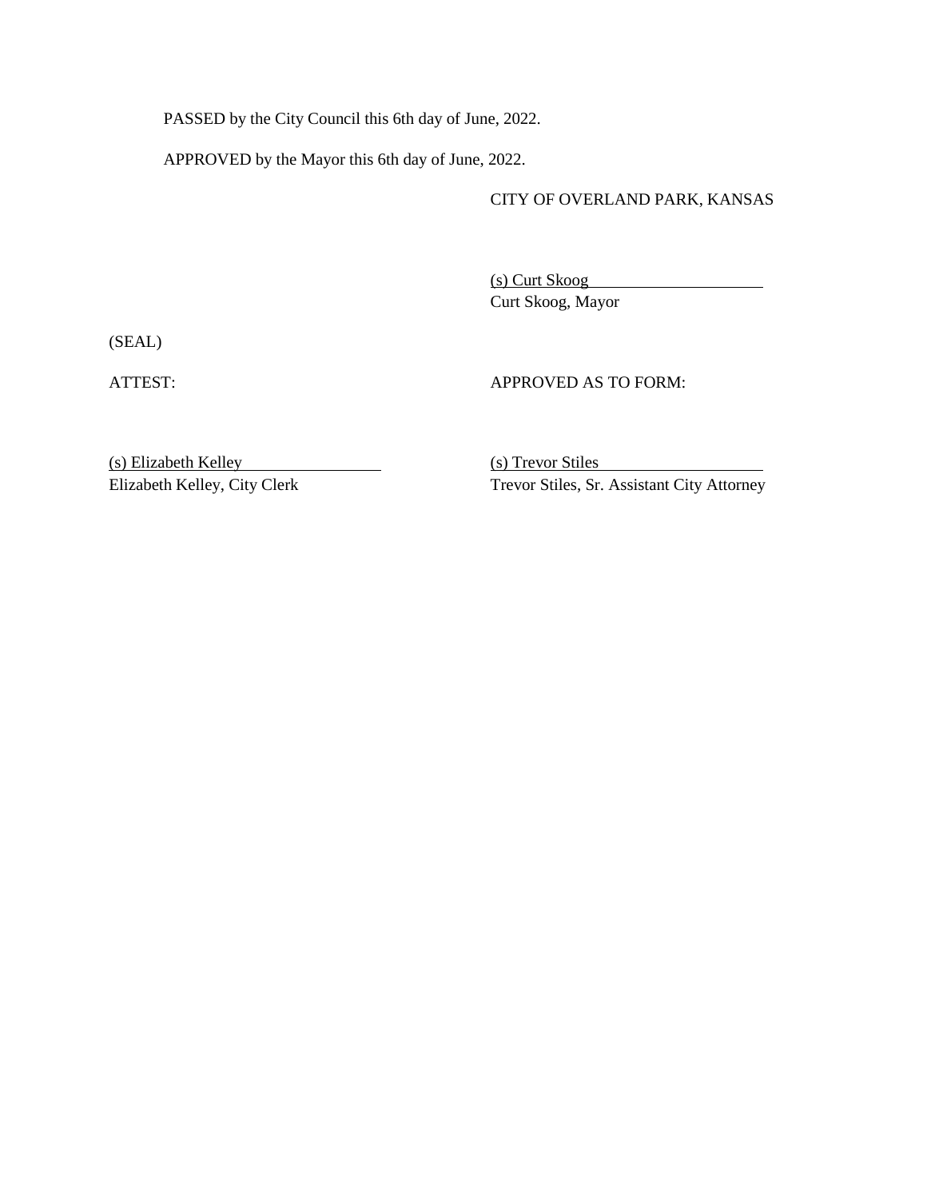PASSED by the City Council this 6th day of June, 2022.

APPROVED by the Mayor this 6th day of June, 2022.

CITY OF OVERLAND PARK, KANSAS

(s) Curt Skoog
Curt Skoog, Mayor

(SEAL)

ATTEST:

(s) Elizabeth Kelley
Elizabeth Kelley, City Clerk

APPROVED AS TO FORM:

(s) Trevor Stiles
Trevor Stiles, Sr. Assistant City Attorney